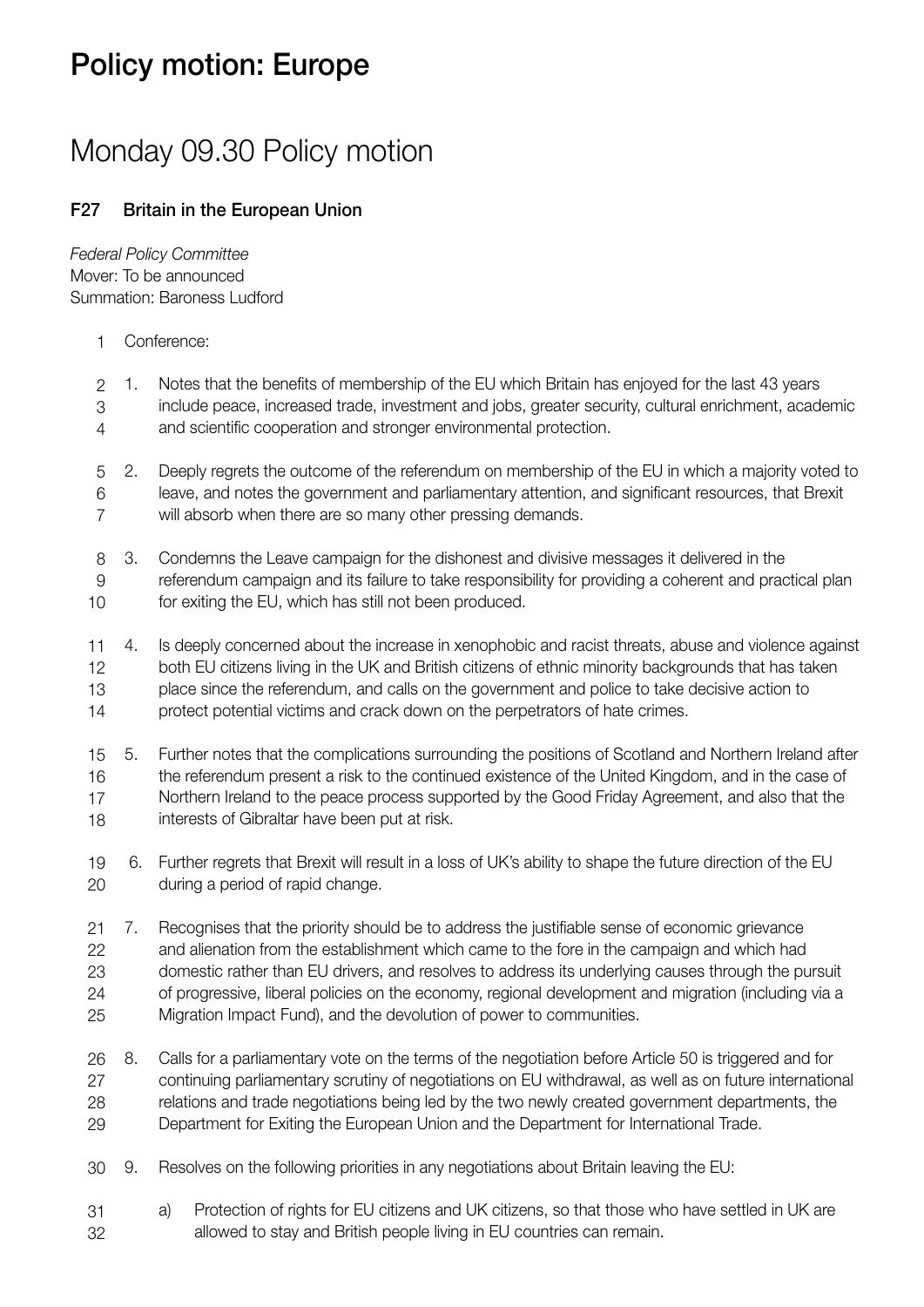# Policy motion: Europe

## Monday 09.30 Policy motion

### F27 Britain in the European Union

*Federal Policy Committee*
Mover: To be announced
Summation: Baroness Ludford

Conference:

1. Notes that the benefits of membership of the EU which Britain has enjoyed for the last 43 years include peace, increased trade, investment and jobs, greater security, cultural enrichment, academic and scientific cooperation and stronger environmental protection.

2. Deeply regrets the outcome of the referendum on membership of the EU in which a majority voted to leave, and notes the government and parliamentary attention, and significant resources, that Brexit will absorb when there are so many other pressing demands.

3. Condemns the Leave campaign for the dishonest and divisive messages it delivered in the referendum campaign and its failure to take responsibility for providing a coherent and practical plan for exiting the EU, which has still not been produced.

4. Is deeply concerned about the increase in xenophobic and racist threats, abuse and violence against both EU citizens living in the UK and British citizens of ethnic minority backgrounds that has taken place since the referendum, and calls on the government and police to take decisive action to protect potential victims and crack down on the perpetrators of hate crimes.

5. Further notes that the complications surrounding the positions of Scotland and Northern Ireland after the referendum present a risk to the continued existence of the United Kingdom, and in the case of Northern Ireland to the peace process supported by the Good Friday Agreement, and also that the interests of Gibraltar have been put at risk.

6. Further regrets that Brexit will result in a loss of UK's ability to shape the future direction of the EU during a period of rapid change.

7. Recognises that the priority should be to address the justifiable sense of economic grievance and alienation from the establishment which came to the fore in the campaign and which had domestic rather than EU drivers, and resolves to address its underlying causes through the pursuit of progressive, liberal policies on the economy, regional development and migration (including via a Migration Impact Fund), and the devolution of power to communities.

8. Calls for a parliamentary vote on the terms of the negotiation before Article 50 is triggered and for continuing parliamentary scrutiny of negotiations on EU withdrawal, as well as on future international relations and trade negotiations being led by the two newly created government departments, the Department for Exiting the European Union and the Department for International Trade.

9. Resolves on the following priorities in any negotiations about Britain leaving the EU:

   a) Protection of rights for EU citizens and UK citizens, so that those who have settled in UK are allowed to stay and British people living in EU countries can remain.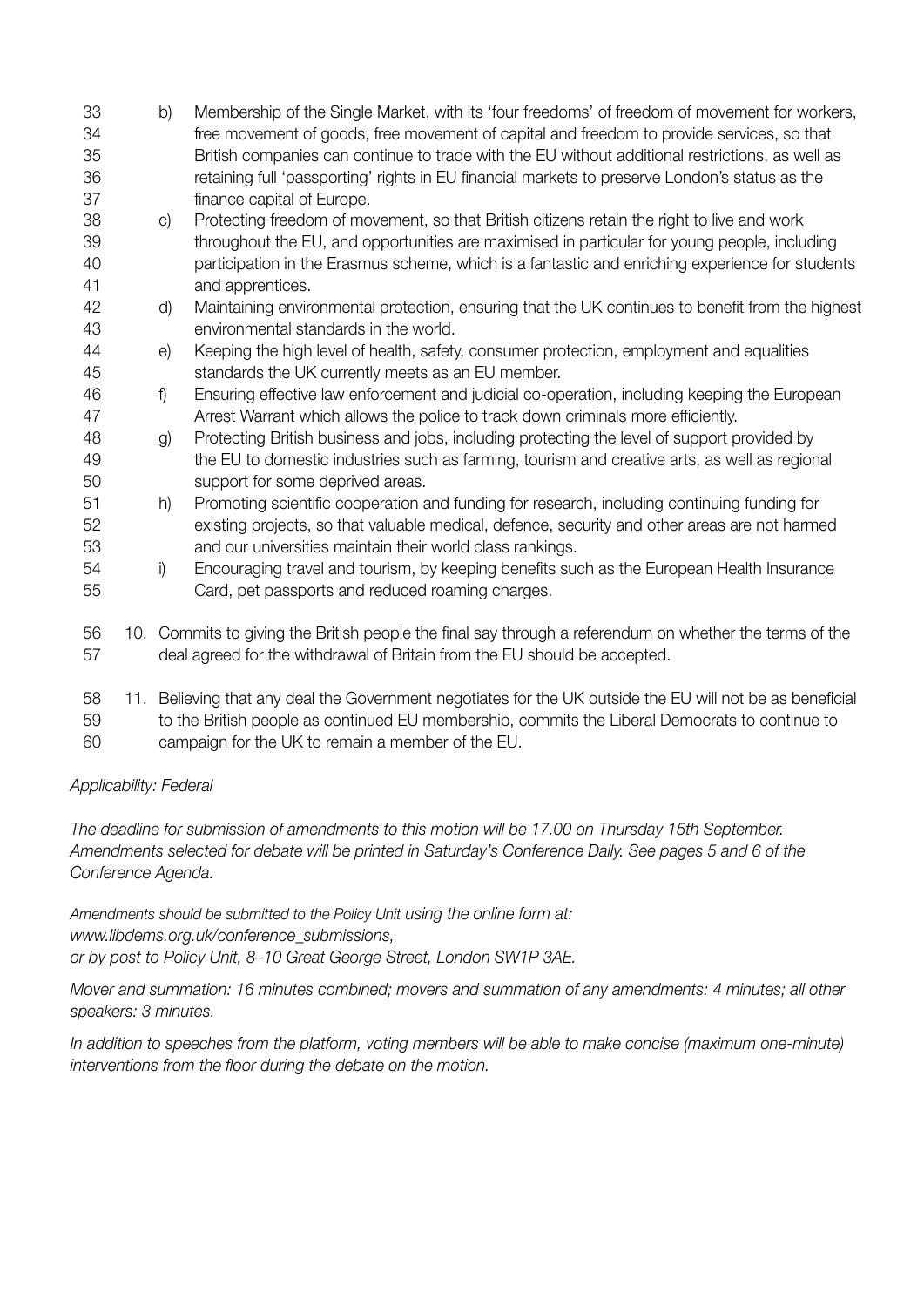b) Membership of the Single Market, with its 'four freedoms' of freedom of movement for workers, free movement of goods, free movement of capital and freedom to provide services, so that British companies can continue to trade with the EU without additional restrictions, as well as retaining full 'passporting' rights in EU financial markets to preserve London's status as the finance capital of Europe.

c) Protecting freedom of movement, so that British citizens retain the right to live and work throughout the EU, and opportunities are maximised in particular for young people, including participation in the Erasmus scheme, which is a fantastic and enriching experience for students and apprentices.

d) Maintaining environmental protection, ensuring that the UK continues to benefit from the highest environmental standards in the world.

e) Keeping the high level of health, safety, consumer protection, employment and equalities standards the UK currently meets as an EU member.

f) Ensuring effective law enforcement and judicial co-operation, including keeping the European Arrest Warrant which allows the police to track down criminals more efficiently.

g) Protecting British business and jobs, including protecting the level of support provided by the EU to domestic industries such as farming, tourism and creative arts, as well as regional support for some deprived areas.

h) Promoting scientific cooperation and funding for research, including continuing funding for existing projects, so that valuable medical, defence, security and other areas are not harmed and our universities maintain their world class rankings.

i) Encouraging travel and tourism, by keeping benefits such as the European Health Insurance Card, pet passports and reduced roaming charges.

10. Commits to giving the British people the final say through a referendum on whether the terms of the deal agreed for the withdrawal of Britain from the EU should be accepted.

11. Believing that any deal the Government negotiates for the UK outside the EU will not be as beneficial to the British people as continued EU membership, commits the Liberal Democrats to continue to campaign for the UK to remain a member of the EU.

*Applicability: Federal*

*The deadline for submission of amendments to this motion will be 17.00 on Thursday 15th September. Amendments selected for debate will be printed in Saturday's Conference Daily. See pages 5 and 6 of the Conference Agenda.*

*Amendments should be submitted to the Policy Unit using the online form at: www.libdems.org.uk/conference_submissions, or by post to Policy Unit, 8–10 Great George Street, London SW1P 3AE.*

*Mover and summation: 16 minutes combined; movers and summation of any amendments: 4 minutes; all other speakers: 3 minutes.*

*In addition to speeches from the platform, voting members will be able to make concise (maximum one-minute) interventions from the floor during the debate on the motion.*